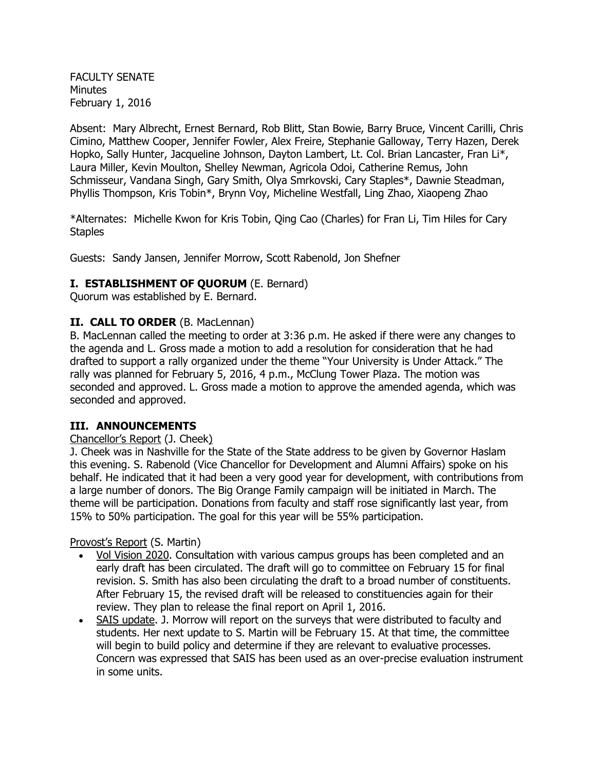FACULTY SENATE
Minutes
February 1, 2016

Absent: Mary Albrecht, Ernest Bernard, Rob Blitt, Stan Bowie, Barry Bruce, Vincent Carilli, Chris Cimino, Matthew Cooper, Jennifer Fowler, Alex Freire, Stephanie Galloway, Terry Hazen, Derek Hopko, Sally Hunter, Jacqueline Johnson, Dayton Lambert, Lt. Col. Brian Lancaster, Fran Li*, Laura Miller, Kevin Moulton, Shelley Newman, Agricola Odoi, Catherine Remus, John Schmisseur, Vandana Singh, Gary Smith, Olya Smrkovski, Cary Staples*, Dawnie Steadman, Phyllis Thompson, Kris Tobin*, Brynn Voy, Micheline Westfall, Ling Zhao, Xiaopeng Zhao

*Alternates: Michelle Kwon for Kris Tobin, Qing Cao (Charles) for Fran Li, Tim Hiles for Cary Staples

Guests: Sandy Jansen, Jennifer Morrow, Scott Rabenold, Jon Shefner

## I. ESTABLISHMENT OF QUORUM (E. Bernard)

Quorum was established by E. Bernard.

## II. CALL TO ORDER (B. MacLennan)

B. MacLennan called the meeting to order at 3:36 p.m. He asked if there were any changes to the agenda and L. Gross made a motion to add a resolution for consideration that he had drafted to support a rally organized under the theme "Your University is Under Attack." The rally was planned for February 5, 2016, 4 p.m., McClung Tower Plaza. The motion was seconded and approved. L. Gross made a motion to approve the amended agenda, which was seconded and approved.

## III. ANNOUNCEMENTS

Chancellor's Report (J. Cheek)

J. Cheek was in Nashville for the State of the State address to be given by Governor Haslam this evening. S. Rabenold (Vice Chancellor for Development and Alumni Affairs) spoke on his behalf. He indicated that it had been a very good year for development, with contributions from a large number of donors. The Big Orange Family campaign will be initiated in March. The theme will be participation. Donations from faculty and staff rose significantly last year, from 15% to 50% participation. The goal for this year will be 55% participation.

Provost's Report (S. Martin)

- Vol Vision 2020. Consultation with various campus groups has been completed and an early draft has been circulated. The draft will go to committee on February 15 for final revision. S. Smith has also been circulating the draft to a broad number of constituents. After February 15, the revised draft will be released to constituencies again for their review. They plan to release the final report on April 1, 2016.
- SAIS update. J. Morrow will report on the surveys that were distributed to faculty and students. Her next update to S. Martin will be February 15. At that time, the committee will begin to build policy and determine if they are relevant to evaluative processes. Concern was expressed that SAIS has been used as an over-precise evaluation instrument in some units.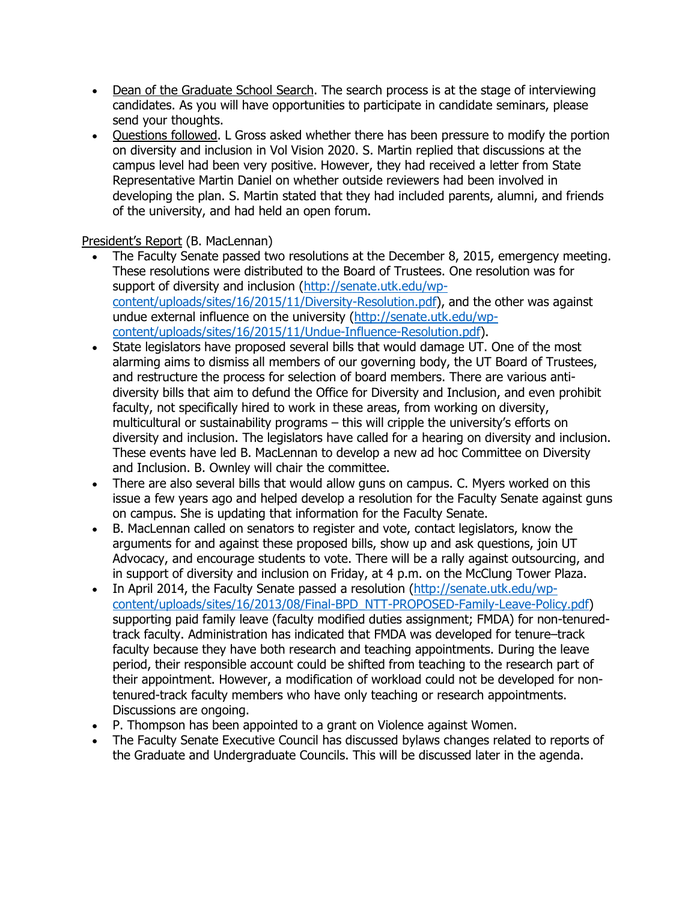- Dean of the Graduate School Search. The search process is at the stage of interviewing candidates. As you will have opportunities to participate in candidate seminars, please send your thoughts.
- Questions followed. L Gross asked whether there has been pressure to modify the portion on diversity and inclusion in Vol Vision 2020. S. Martin replied that discussions at the campus level had been very positive. However, they had received a letter from State Representative Martin Daniel on whether outside reviewers had been involved in developing the plan. S. Martin stated that they had included parents, alumni, and friends of the university, and had held an open forum.

President's Report (B. MacLennan)

- The Faculty Senate passed two resolutions at the December 8, 2015, emergency meeting. These resolutions were distributed to the Board of Trustees. One resolution was for support of diversity and inclusion (http://senate.utk.edu/wp-content/uploads/sites/16/2015/11/Diversity-Resolution.pdf), and the other was against undue external influence on the university (http://senate.utk.edu/wp-content/uploads/sites/16/2015/11/Undue-Influence-Resolution.pdf).
- State legislators have proposed several bills that would damage UT. One of the most alarming aims to dismiss all members of our governing body, the UT Board of Trustees, and restructure the process for selection of board members. There are various anti-diversity bills that aim to defund the Office for Diversity and Inclusion, and even prohibit faculty, not specifically hired to work in these areas, from working on diversity, multicultural or sustainability programs – this will cripple the university's efforts on diversity and inclusion. The legislators have called for a hearing on diversity and inclusion. These events have led B. MacLennan to develop a new ad hoc Committee on Diversity and Inclusion. B. Ownley will chair the committee.
- There are also several bills that would allow guns on campus. C. Myers worked on this issue a few years ago and helped develop a resolution for the Faculty Senate against guns on campus. She is updating that information for the Faculty Senate.
- B. MacLennan called on senators to register and vote, contact legislators, know the arguments for and against these proposed bills, show up and ask questions, join UT Advocacy, and encourage students to vote. There will be a rally against outsourcing, and in support of diversity and inclusion on Friday, at 4 p.m. on the McClung Tower Plaza.
- In April 2014, the Faculty Senate passed a resolution (http://senate.utk.edu/wp-content/uploads/sites/16/2013/08/Final-BPD_NTT-PROPOSED-Family-Leave-Policy.pdf) supporting paid family leave (faculty modified duties assignment; FMDA) for non-tenured-track faculty. Administration has indicated that FMDA was developed for tenure–track faculty because they have both research and teaching appointments. During the leave period, their responsible account could be shifted from teaching to the research part of their appointment. However, a modification of workload could not be developed for non-tenured-track faculty members who have only teaching or research appointments. Discussions are ongoing.
- P. Thompson has been appointed to a grant on Violence against Women.
- The Faculty Senate Executive Council has discussed bylaws changes related to reports of the Graduate and Undergraduate Councils. This will be discussed later in the agenda.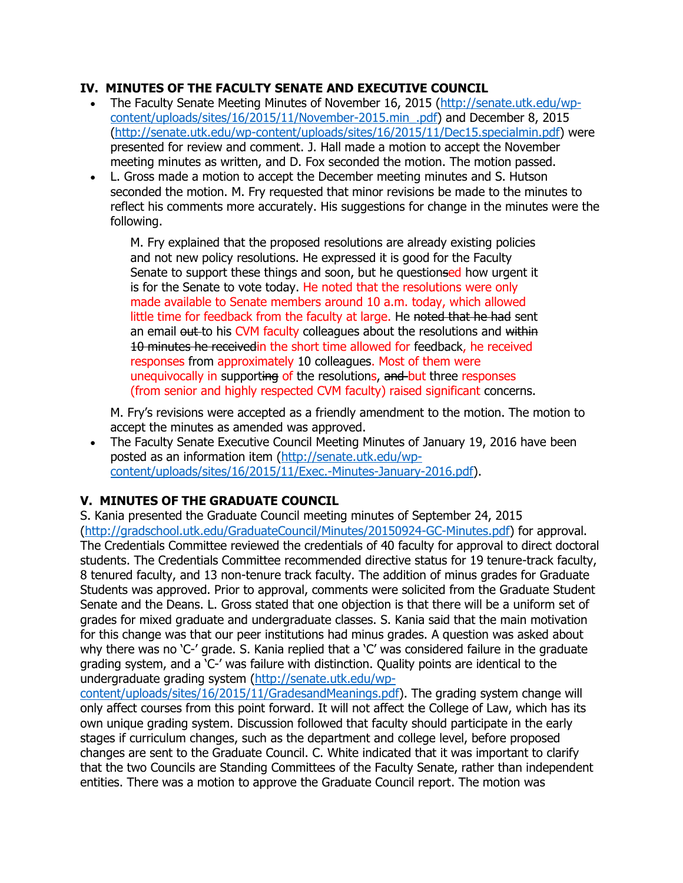## IV. MINUTES OF THE FACULTY SENATE AND EXECUTIVE COUNCIL

- The Faculty Senate Meeting Minutes of November 16, 2015 (http://senate.utk.edu/wp-content/uploads/sites/16/2015/11/November-2015.min_.pdf) and December 8, 2015 (http://senate.utk.edu/wp-content/uploads/sites/16/2015/11/Dec15.specialmin.pdf) were presented for review and comment. J. Hall made a motion to accept the November meeting minutes as written, and D. Fox seconded the motion. The motion passed.
- L. Gross made a motion to accept the December meeting minutes and S. Hutson seconded the motion. M. Fry requested that minor revisions be made to the minutes to reflect his comments more accurately. His suggestions for change in the minutes were the following.

  > M. Fry explained that the proposed resolutions are already existing policies and not new policy resolutions. He expressed it is good for the Faculty Senate to support these things and soon, but he question~~s~~ed how urgent it is for the Senate to vote today. He noted that the resolutions were only made available to Senate members around 10 a.m. today, which allowed little time for feedback from the faculty at large. He ~~noted that he had~~ sent an email ~~out~~ to his CVM faculty colleagues about the resolutions and ~~within 10 minutes he received~~in the short time allowed for feedback, he received responses from approximately 10 colleagues. Most of them were unequivocally in support~~ing~~ of the resolutions, ~~and~~ but three responses (from senior and highly respected CVM faculty) raised significant concerns.

  M. Fry's revisions were accepted as a friendly amendment to the motion. The motion to accept the minutes as amended was approved.
- The Faculty Senate Executive Council Meeting Minutes of January 19, 2016 have been posted as an information item (http://senate.utk.edu/wp-content/uploads/sites/16/2015/11/Exec.-Minutes-January-2016.pdf).

## V. MINUTES OF THE GRADUATE COUNCIL

S. Kania presented the Graduate Council meeting minutes of September 24, 2015 (http://gradschool.utk.edu/GraduateCouncil/Minutes/20150924-GC-Minutes.pdf) for approval. The Credentials Committee reviewed the credentials of 40 faculty for approval to direct doctoral students. The Credentials Committee recommended directive status for 19 tenure-track faculty, 8 tenured faculty, and 13 non-tenure track faculty. The addition of minus grades for Graduate Students was approved. Prior to approval, comments were solicited from the Graduate Student Senate and the Deans. L. Gross stated that one objection is that there will be a uniform set of grades for mixed graduate and undergraduate classes. S. Kania said that the main motivation for this change was that our peer institutions had minus grades. A question was asked about why there was no 'C-' grade. S. Kania replied that a 'C' was considered failure in the graduate grading system, and a 'C-' was failure with distinction. Quality points are identical to the undergraduate grading system (http://senate.utk.edu/wp-content/uploads/sites/16/2015/11/GradesandMeanings.pdf). The grading system change will only affect courses from this point forward. It will not affect the College of Law, which has its own unique grading system. Discussion followed that faculty should participate in the early stages if curriculum changes, such as the department and college level, before proposed changes are sent to the Graduate Council. C. White indicated that it was important to clarify that the two Councils are Standing Committees of the Faculty Senate, rather than independent entities. There was a motion to approve the Graduate Council report. The motion was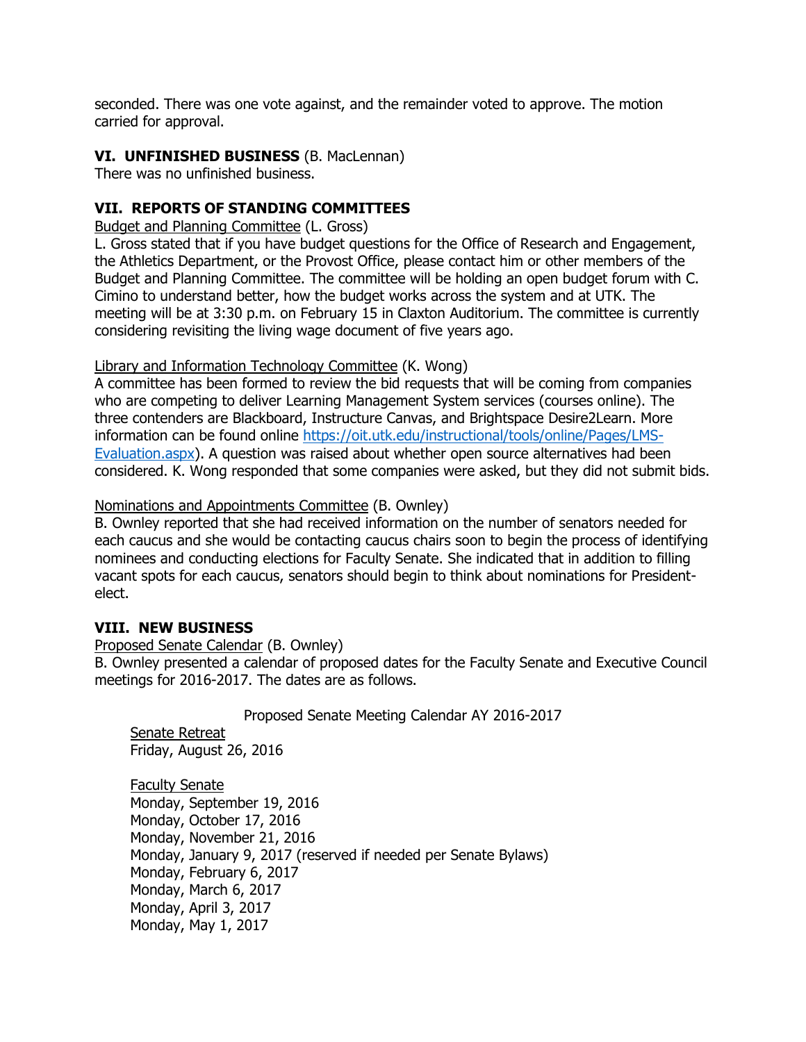seconded. There was one vote against, and the remainder voted to approve. The motion carried for approval.

### VI. UNFINISHED BUSINESS (B. MacLennan)

There was no unfinished business.

### VII. REPORTS OF STANDING COMMITTEES

Budget and Planning Committee (L. Gross)

L. Gross stated that if you have budget questions for the Office of Research and Engagement, the Athletics Department, or the Provost Office, please contact him or other members of the Budget and Planning Committee. The committee will be holding an open budget forum with C. Cimino to understand better, how the budget works across the system and at UTK. The meeting will be at 3:30 p.m. on February 15 in Claxton Auditorium. The committee is currently considering revisiting the living wage document of five years ago.

Library and Information Technology Committee (K. Wong)

A committee has been formed to review the bid requests that will be coming from companies who are competing to deliver Learning Management System services (courses online). The three contenders are Blackboard, Instructure Canvas, and Brightspace Desire2Learn. More information can be found online https://oit.utk.edu/instructional/tools/online/Pages/LMS-Evaluation.aspx). A question was raised about whether open source alternatives had been considered. K. Wong responded that some companies were asked, but they did not submit bids.

Nominations and Appointments Committee (B. Ownley)

B. Ownley reported that she had received information on the number of senators needed for each caucus and she would be contacting caucus chairs soon to begin the process of identifying nominees and conducting elections for Faculty Senate. She indicated that in addition to filling vacant spots for each caucus, senators should begin to think about nominations for President-elect.

### VIII. NEW BUSINESS

Proposed Senate Calendar (B. Ownley)

B. Ownley presented a calendar of proposed dates for the Faculty Senate and Executive Council meetings for 2016-2017. The dates are as follows.

Proposed Senate Meeting Calendar AY 2016-2017

Senate Retreat
Friday, August 26, 2016

Faculty Senate
Monday, September 19, 2016
Monday, October 17, 2016
Monday, November 21, 2016
Monday, January 9, 2017 (reserved if needed per Senate Bylaws)
Monday, February 6, 2017
Monday, March 6, 2017
Monday, April 3, 2017
Monday, May 1, 2017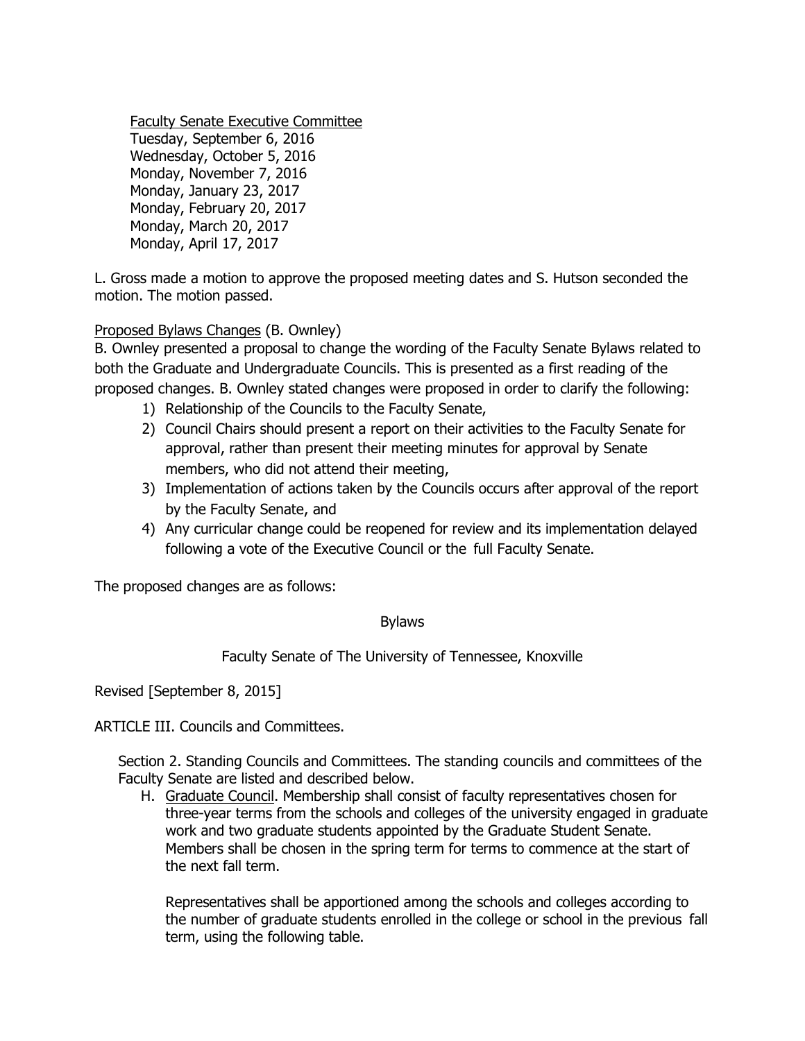Faculty Senate Executive Committee
Tuesday, September 6, 2016
Wednesday, October 5, 2016
Monday, November 7, 2016
Monday, January 23, 2017
Monday, February 20, 2017
Monday, March 20, 2017
Monday, April 17, 2017

L. Gross made a motion to approve the proposed meeting dates and S. Hutson seconded the motion. The motion passed.

Proposed Bylaws Changes (B. Ownley)
B. Ownley presented a proposal to change the wording of the Faculty Senate Bylaws related to both the Graduate and Undergraduate Councils. This is presented as a first reading of the proposed changes. B. Ownley stated changes were proposed in order to clarify the following:

1) Relationship of the Councils to the Faculty Senate,
2) Council Chairs should present a report on their activities to the Faculty Senate for approval, rather than present their meeting minutes for approval by Senate members, who did not attend their meeting,
3) Implementation of actions taken by the Councils occurs after approval of the report by the Faculty Senate, and
4) Any curricular change could be reopened for review and its implementation delayed following a vote of the Executive Council or the full Faculty Senate.

The proposed changes are as follows:

Bylaws

Faculty Senate of The University of Tennessee, Knoxville

Revised [September 8, 2015]

ARTICLE III. Councils and Committees.

Section 2. Standing Councils and Committees. The standing councils and committees of the Faculty Senate are listed and described below.

H. Graduate Council. Membership shall consist of faculty representatives chosen for three-year terms from the schools and colleges of the university engaged in graduate work and two graduate students appointed by the Graduate Student Senate. Members shall be chosen in the spring term for terms to commence at the start of the next fall term.

Representatives shall be apportioned among the schools and colleges according to the number of graduate students enrolled in the college or school in the previous fall term, using the following table.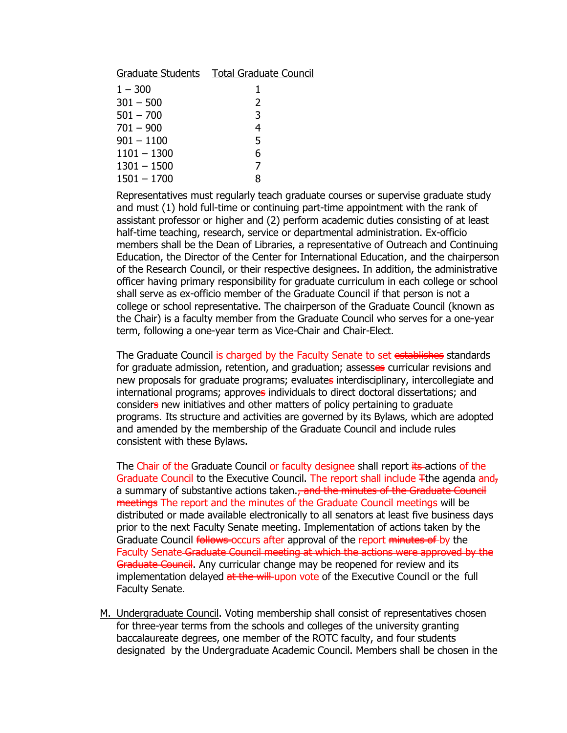| Graduate Students | Total Graduate Council |
|---|---|
| 1 – 300 | 1 |
| 301 – 500 | 2 |
| 501 – 700 | 3 |
| 701 – 900 | 4 |
| 901 – 1100 | 5 |
| 1101 – 1300 | 6 |
| 1301 – 1500 | 7 |
| 1501 – 1700 | 8 |

Representatives must regularly teach graduate courses or supervise graduate study and must (1) hold full-time or continuing part-time appointment with the rank of assistant professor or higher and (2) perform academic duties consisting of at least half-time teaching, research, service or departmental administration. Ex-officio members shall be the Dean of Libraries, a representative of Outreach and Continuing Education, the Director of the Center for International Education, and the chairperson of the Research Council, or their respective designees. In addition, the administrative officer having primary responsibility for graduate curriculum in each college or school shall serve as ex-officio member of the Graduate Council if that person is not a college or school representative. The chairperson of the Graduate Council (known as the Chair) is a faculty member from the Graduate Council who serves for a one-year term, following a one-year term as Vice-Chair and Chair-Elect.

The Graduate Council is charged by the Faculty Senate to set ~~establishes~~ standards for graduate admission, retention, and graduation; assess~~es~~ curricular revisions and new proposals for graduate programs; evaluate~~s~~ interdisciplinary, intercollegiate and international programs; approve~~s~~ individuals to direct doctoral dissertations; and consider~~s~~ new initiatives and other matters of policy pertaining to graduate programs. Its structure and activities are governed by its Bylaws, which are adopted and amended by the membership of the Graduate Council and include rules consistent with these Bylaws.

The Chair of the Graduate Council or faculty designee shall report ~~its~~ actions of the Graduate Council to the Executive Council. The report shall include ~~T~~the agenda and~~,~~ a summary of substantive actions taken.~~, and the minutes of the Graduate Council meetings~~ The report and the minutes of the Graduate Council meetings will be distributed or made available electronically to all senators at least five business days prior to the next Faculty Senate meeting. Implementation of actions taken by the Graduate Council ~~follows~~ occurs after approval of the report ~~minutes of~~ by the Faculty Senate~~ Graduate Council meeting at which the actions were approved by the Graduate Council~~. Any curricular change may be reopened for review and its implementation delayed ~~at the will~~ upon vote of the Executive Council or the full Faculty Senate.

M. Undergraduate Council. Voting membership shall consist of representatives chosen for three-year terms from the schools and colleges of the university granting baccalaureate degrees, one member of the ROTC faculty, and four students designated by the Undergraduate Academic Council. Members shall be chosen in the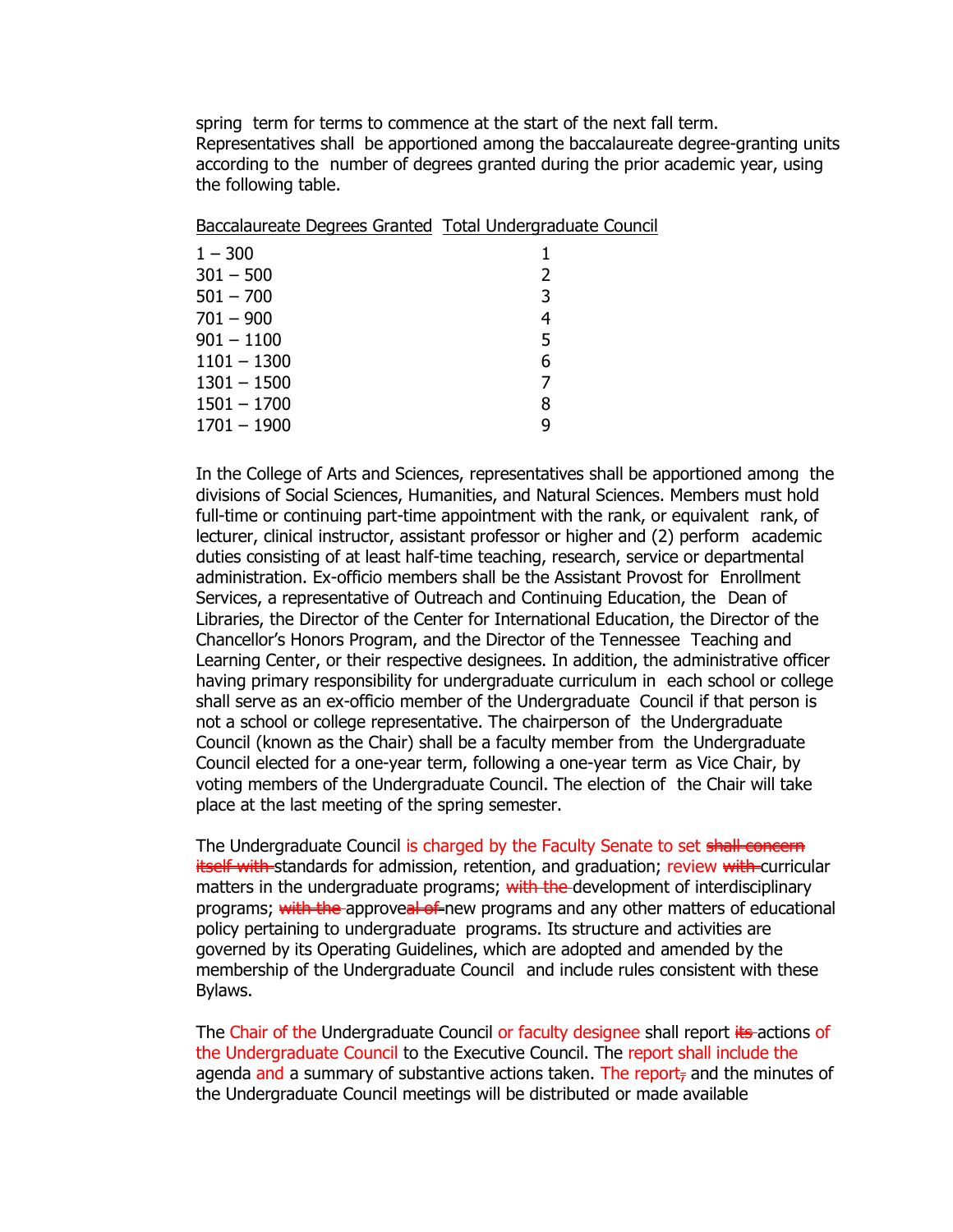spring term for terms to commence at the start of the next fall term. Representatives shall be apportioned among the baccalaureate degree-granting units according to the number of degrees granted during the prior academic year, using the following table.

| Baccalaureate Degrees Granted | Total Undergraduate Council |
|---|---|
| 1 – 300 | 1 |
| 301 – 500 | 2 |
| 501 – 700 | 3 |
| 701 – 900 | 4 |
| 901 – 1100 | 5 |
| 1101 – 1300 | 6 |
| 1301 – 1500 | 7 |
| 1501 – 1700 | 8 |
| 1701 – 1900 | 9 |

In the College of Arts and Sciences, representatives shall be apportioned among the divisions of Social Sciences, Humanities, and Natural Sciences. Members must hold full-time or continuing part-time appointment with the rank, or equivalent rank, of lecturer, clinical instructor, assistant professor or higher and (2) perform academic duties consisting of at least half-time teaching, research, service or departmental administration. Ex-officio members shall be the Assistant Provost for Enrollment Services, a representative of Outreach and Continuing Education, the Dean of Libraries, the Director of the Center for International Education, the Director of the Chancellor's Honors Program, and the Director of the Tennessee Teaching and Learning Center, or their respective designees. In addition, the administrative officer having primary responsibility for undergraduate curriculum in each school or college shall serve as an ex-officio member of the Undergraduate Council if that person is not a school or college representative. The chairperson of the Undergraduate Council (known as the Chair) shall be a faculty member from the Undergraduate Council elected for a one-year term, following a one-year term as Vice Chair, by voting members of the Undergraduate Council. The election of the Chair will take place at the last meeting of the spring semester.

The Undergraduate Council is charged by the Faculty Senate to set ~~shall concern itself with~~ standards for admission, retention, and graduation; review ~~with~~ curricular matters in the undergraduate programs; ~~with the~~ development of interdisciplinary programs; ~~with the~~ approve~~al of~~ new programs and any other matters of educational policy pertaining to undergraduate programs. Its structure and activities are governed by its Operating Guidelines, which are adopted and amended by the membership of the Undergraduate Council and include rules consistent with these Bylaws.

The Chair of the Undergraduate Council or faculty designee shall report ~~its~~ actions of the Undergraduate Council to the Executive Council. The report shall include the agenda and a summary of substantive actions taken. The report~~,~~ and the minutes of the Undergraduate Council meetings will be distributed or made available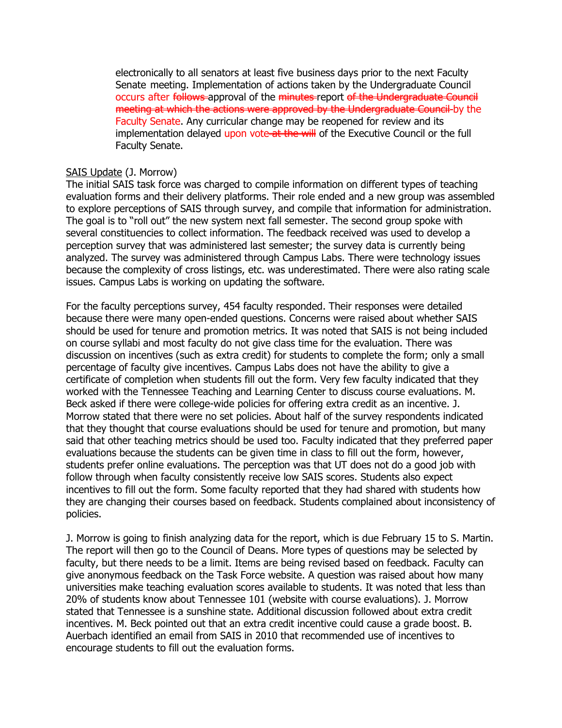electronically to all senators at least five business days prior to the next Faculty Senate meeting. Implementation of actions taken by the Undergraduate Council occurs after ~~follows~~ approval of the ~~minutes~~ report ~~of the Undergraduate Council meeting at which the actions were approved by the Undergraduate Council~~ by the Faculty Senate. Any curricular change may be reopened for review and its implementation delayed upon vote ~~at the will~~ of the Executive Council or the full Faculty Senate.

<u>SAIS Update</u> (J. Morrow)

The initial SAIS task force was charged to compile information on different types of teaching evaluation forms and their delivery platforms. Their role ended and a new group was assembled to explore perceptions of SAIS through survey, and compile that information for administration. The goal is to "roll out" the new system next fall semester. The second group spoke with several constituencies to collect information. The feedback received was used to develop a perception survey that was administered last semester; the survey data is currently being analyzed. The survey was administered through Campus Labs. There were technology issues because the complexity of cross listings, etc. was underestimated. There were also rating scale issues. Campus Labs is working on updating the software.

For the faculty perceptions survey, 454 faculty responded. Their responses were detailed because there were many open-ended questions. Concerns were raised about whether SAIS should be used for tenure and promotion metrics. It was noted that SAIS is not being included on course syllabi and most faculty do not give class time for the evaluation. There was discussion on incentives (such as extra credit) for students to complete the form; only a small percentage of faculty give incentives. Campus Labs does not have the ability to give a certificate of completion when students fill out the form. Very few faculty indicated that they worked with the Tennessee Teaching and Learning Center to discuss course evaluations. M. Beck asked if there were college-wide policies for offering extra credit as an incentive. J. Morrow stated that there were no set policies. About half of the survey respondents indicated that they thought that course evaluations should be used for tenure and promotion, but many said that other teaching metrics should be used too. Faculty indicated that they preferred paper evaluations because the students can be given time in class to fill out the form, however, students prefer online evaluations. The perception was that UT does not do a good job with follow through when faculty consistently receive low SAIS scores. Students also expect incentives to fill out the form. Some faculty reported that they had shared with students how they are changing their courses based on feedback. Students complained about inconsistency of policies.

J. Morrow is going to finish analyzing data for the report, which is due February 15 to S. Martin. The report will then go to the Council of Deans. More types of questions may be selected by faculty, but there needs to be a limit. Items are being revised based on feedback. Faculty can give anonymous feedback on the Task Force website. A question was raised about how many universities make teaching evaluation scores available to students. It was noted that less than 20% of students know about Tennessee 101 (website with course evaluations). J. Morrow stated that Tennessee is a sunshine state. Additional discussion followed about extra credit incentives. M. Beck pointed out that an extra credit incentive could cause a grade boost. B. Auerbach identified an email from SAIS in 2010 that recommended use of incentives to encourage students to fill out the evaluation forms.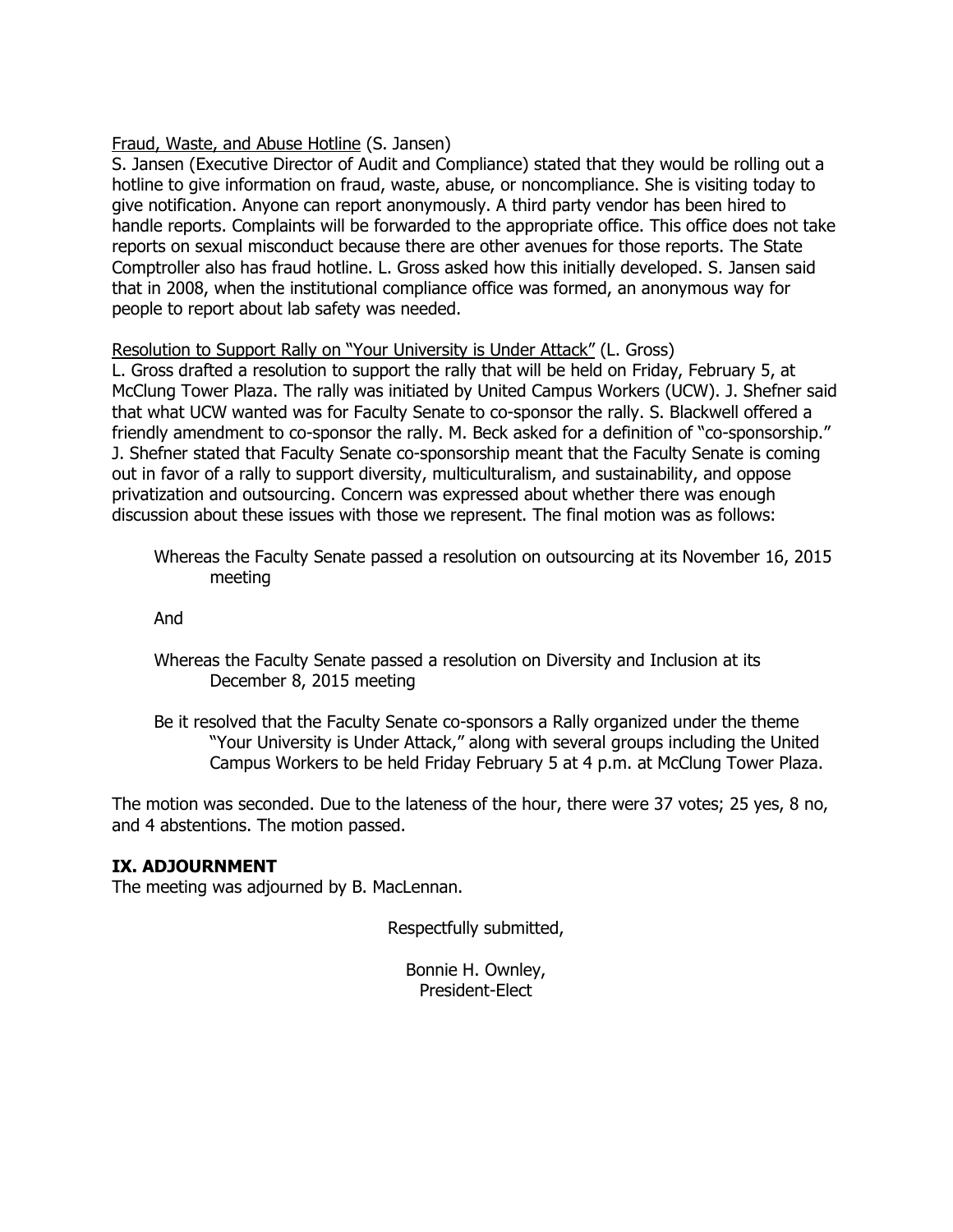Fraud, Waste, and Abuse Hotline (S. Jansen)

S. Jansen (Executive Director of Audit and Compliance) stated that they would be rolling out a hotline to give information on fraud, waste, abuse, or noncompliance. She is visiting today to give notification. Anyone can report anonymously. A third party vendor has been hired to handle reports. Complaints will be forwarded to the appropriate office. This office does not take reports on sexual misconduct because there are other avenues for those reports. The State Comptroller also has fraud hotline. L. Gross asked how this initially developed. S. Jansen said that in 2008, when the institutional compliance office was formed, an anonymous way for people to report about lab safety was needed.

Resolution to Support Rally on "Your University is Under Attack" (L. Gross)

L. Gross drafted a resolution to support the rally that will be held on Friday, February 5, at McClung Tower Plaza. The rally was initiated by United Campus Workers (UCW). J. Shefner said that what UCW wanted was for Faculty Senate to co-sponsor the rally. S. Blackwell offered a friendly amendment to co-sponsor the rally. M. Beck asked for a definition of "co-sponsorship." J. Shefner stated that Faculty Senate co-sponsorship meant that the Faculty Senate is coming out in favor of a rally to support diversity, multiculturalism, and sustainability, and oppose privatization and outsourcing. Concern was expressed about whether there was enough discussion about these issues with those we represent. The final motion was as follows:

> Whereas the Faculty Senate passed a resolution on outsourcing at its November 16, 2015 meeting
>
> And
>
> Whereas the Faculty Senate passed a resolution on Diversity and Inclusion at its December 8, 2015 meeting
>
> Be it resolved that the Faculty Senate co-sponsors a Rally organized under the theme "Your University is Under Attack," along with several groups including the United Campus Workers to be held Friday February 5 at 4 p.m. at McClung Tower Plaza.

The motion was seconded. Due to the lateness of the hour, there were 37 votes; 25 yes, 8 no, and 4 abstentions. The motion passed.

## IX. ADJOURNMENT

The meeting was adjourned by B. MacLennan.

Respectfully submitted,

Bonnie H. Ownley,
President-Elect